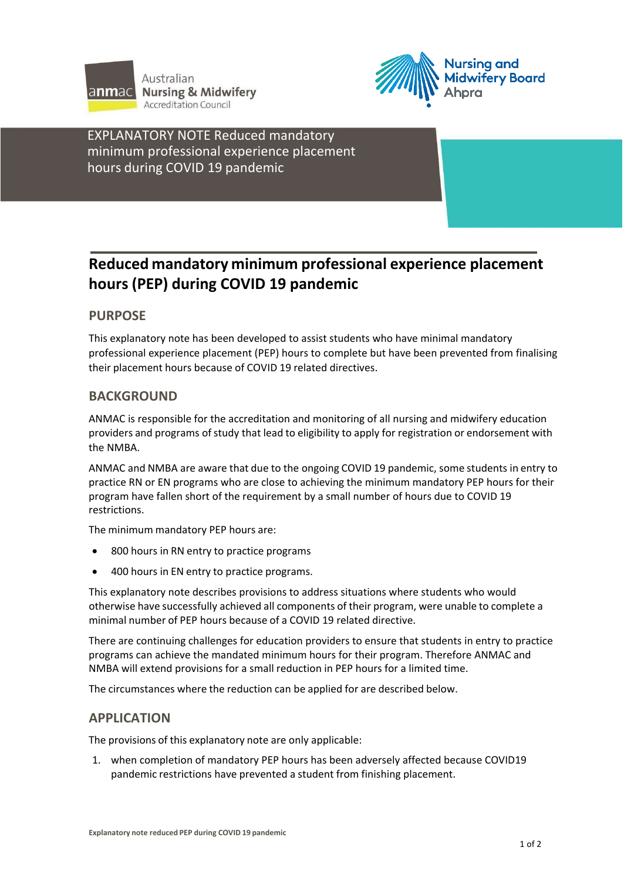Australian Nursing & Midwifery Accreditation Council

Nursing and Midwifery Board Ahpra

EXPLANATORY NOTE Reduced mandatory minimum professional experience placement hours during COVID 19 pandemic

# Reduced mandatory minimum professional experience placement hours (PEP) during COVID 19 pandemic

## PURPOSE

This explanatory note has been developed to assist students who have minimal mandatory professional experience placement (PEP) hours to complete but have been prevented from finalising their placement hours because of COVID 19 related directives.

## BACKGROUND

ANMAC is responsible for the accreditation and monitoring of all nursing and midwifery education providers and programs of study that lead to eligibility to apply for registration or endorsement with the NMBA.

ANMAC and NMBA are aware that due to the ongoing COVID 19 pandemic, some students in entry to practice RN or EN programs who are close to achieving the minimum mandatory PEP hours for their program have fallen short of the requirement by a small number of hours due to COVID 19 restrictions.

The minimum mandatory PEP hours are:

- 800 hours in RN entry to practice programs
- 400 hours in EN entry to practice programs.

This explanatory note describes provisions to address situations where students who would otherwise have successfully achieved all components of their program, were unable to complete a minimal number of PEP hours because of a COVID 19 related directive.

There are continuing challenges for education providers to ensure that students in entry to practice programs can achieve the mandated minimum hours for their program. Therefore ANMAC and NMBA will extend provisions for a small reduction in PEP hours for a limited time.

The circumstances where the reduction can be applied for are described below.

## APPLICATION

The provisions of this explanatory note are only applicable:

1. when completion of mandatory PEP hours has been adversely affected because COVID19 pandemic restrictions have prevented a student from finishing placement.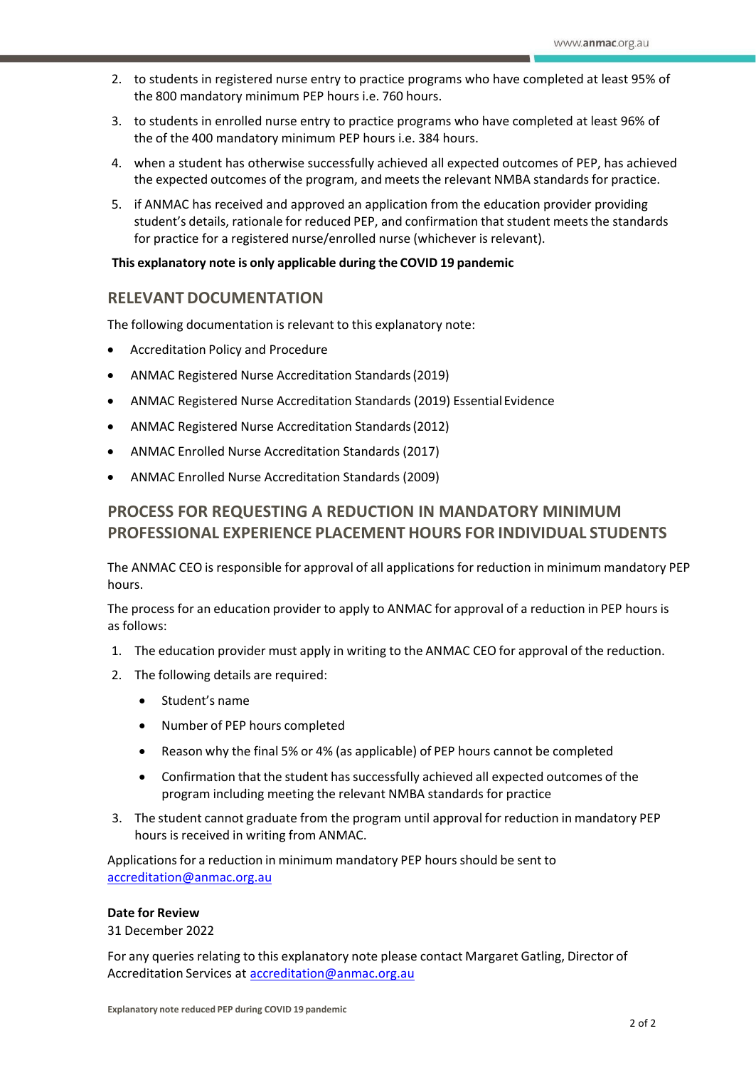2. to students in registered nurse entry to practice programs who have completed at least 95% of the 800 mandatory minimum PEP hours i.e. 760 hours.
3. to students in enrolled nurse entry to practice programs who have completed at least 96% of the of the 400 mandatory minimum PEP hours i.e. 384 hours.
4. when a student has otherwise successfully achieved all expected outcomes of PEP, has achieved the expected outcomes of the program, and meets the relevant NMBA standards for practice.
5. if ANMAC has received and approved an application from the education provider providing student's details, rationale for reduced PEP, and confirmation that student meets the standards for practice for a registered nurse/enrolled nurse (whichever is relevant).

**This explanatory note is only applicable during the COVID 19 pandemic**

## RELEVANT DOCUMENTATION

The following documentation is relevant to this explanatory note:

- Accreditation Policy and Procedure
- ANMAC Registered Nurse Accreditation Standards (2019)
- ANMAC Registered Nurse Accreditation Standards (2019) Essential Evidence
- ANMAC Registered Nurse Accreditation Standards (2012)
- ANMAC Enrolled Nurse Accreditation Standards (2017)
- ANMAC Enrolled Nurse Accreditation Standards (2009)

## PROCESS FOR REQUESTING A REDUCTION IN MANDATORY MINIMUM PROFESSIONAL EXPERIENCE PLACEMENT HOURS FOR INDIVIDUAL STUDENTS

The ANMAC CEO is responsible for approval of all applications for reduction in minimum mandatory PEP hours.

The process for an education provider to apply to ANMAC for approval of a reduction in PEP hours is as follows:

1. The education provider must apply in writing to the ANMAC CEO for approval of the reduction.
2. The following details are required:
   - Student's name
   - Number of PEP hours completed
   - Reason why the final 5% or 4% (as applicable) of PEP hours cannot be completed
   - Confirmation that the student has successfully achieved all expected outcomes of the program including meeting the relevant NMBA standards for practice
3. The student cannot graduate from the program until approval for reduction in mandatory PEP hours is received in writing from ANMAC.

Applications for a reduction in minimum mandatory PEP hours should be sent to accreditation@anmac.org.au

**Date for Review**
31 December 2022

For any queries relating to this explanatory note please contact Margaret Gatling, Director of Accreditation Services at accreditation@anmac.org.au